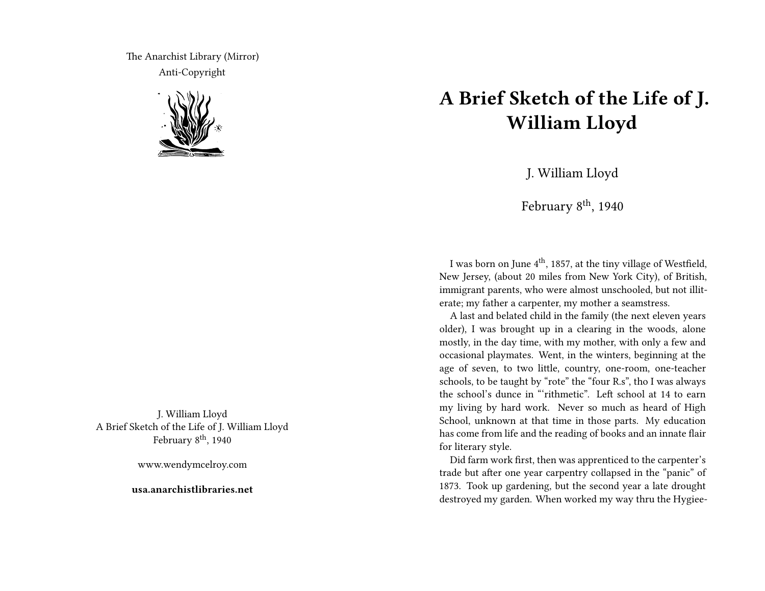The Anarchist Library (Mirror)
Anti-Copyright

J. William Lloyd
A Brief Sketch of the Life of J. William Lloyd
February 8th, 1940

www.wendymcelroy.com

**usa.anarchistlibraries.net**

# A Brief Sketch of the Life of J. William Lloyd

J. William Lloyd

February 8th, 1940

I was born on June 4th, 1857, at the tiny village of Westfield, New Jersey, (about 20 miles from New York City), of British, immigrant parents, who were almost unschooled, but not illiterate; my father a carpenter, my mother a seamstress.

A last and belated child in the family (the next eleven years older), I was brought up in a clearing in the woods, alone mostly, in the day time, with my mother, with only a few and occasional playmates. Went, in the winters, beginning at the age of seven, to two little, country, one-room, one-teacher schools, to be taught by "rote" the "four R.s", tho I was always the school's dunce in "'rithmetic". Left school at 14 to earn my living by hard work. Never so much as heard of High School, unknown at that time in those parts. My education has come from life and the reading of books and an innate flair for literary style.

Did farm work first, then was apprenticed to the carpenter's trade but after one year carpentry collapsed in the "panic" of 1873. Took up gardening, but the second year a late drought destroyed my garden. When worked my way thru the Hygiee-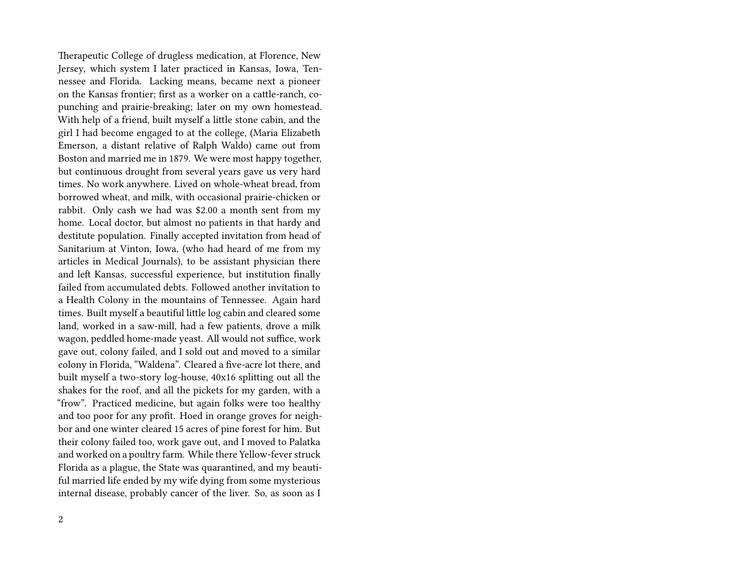Therapeutic College of drugless medication, at Florence, New Jersey, which system I later practiced in Kansas, Iowa, Tennessee and Florida. Lacking means, became next a pioneer on the Kansas frontier; first as a worker on a cattle-ranch, co-punching and prairie-breaking; later on my own homestead. With help of a friend, built myself a little stone cabin, and the girl I had become engaged to at the college, (Maria Elizabeth Emerson, a distant relative of Ralph Waldo) came out from Boston and married me in 1879. We were most happy together, but continuous drought from several years gave us very hard times. No work anywhere. Lived on whole-wheat bread, from borrowed wheat, and milk, with occasional prairie-chicken or rabbit. Only cash we had was $2.00 a month sent from my home. Local doctor, but almost no patients in that hardy and destitute population. Finally accepted invitation from head of Sanitarium at Vinton, Iowa, (who had heard of me from my articles in Medical Journals), to be assistant physician there and left Kansas, successful experience, but institution finally failed from accumulated debts. Followed another invitation to a Health Colony in the mountains of Tennessee. Again hard times. Built myself a beautiful little log cabin and cleared some land, worked in a saw-mill, had a few patients, drove a milk wagon, peddled home-made yeast. All would not suffice, work gave out, colony failed, and I sold out and moved to a similar colony in Florida, "Waldena". Cleared a five-acre lot there, and built myself a two-story log-house, 40x16 splitting out all the shakes for the roof, and all the pickets for my garden, with a "frow". Practiced medicine, but again folks were too healthy and too poor for any profit. Hoed in orange groves for neighbor and one winter cleared 15 acres of pine forest for him. But their colony failed too, work gave out, and I moved to Palatka and worked on a poultry farm. While there Yellow-fever struck Florida as a plague, the State was quarantined, and my beautiful married life ended by my wife dying from some mysterious internal disease, probably cancer of the liver. So, as soon as I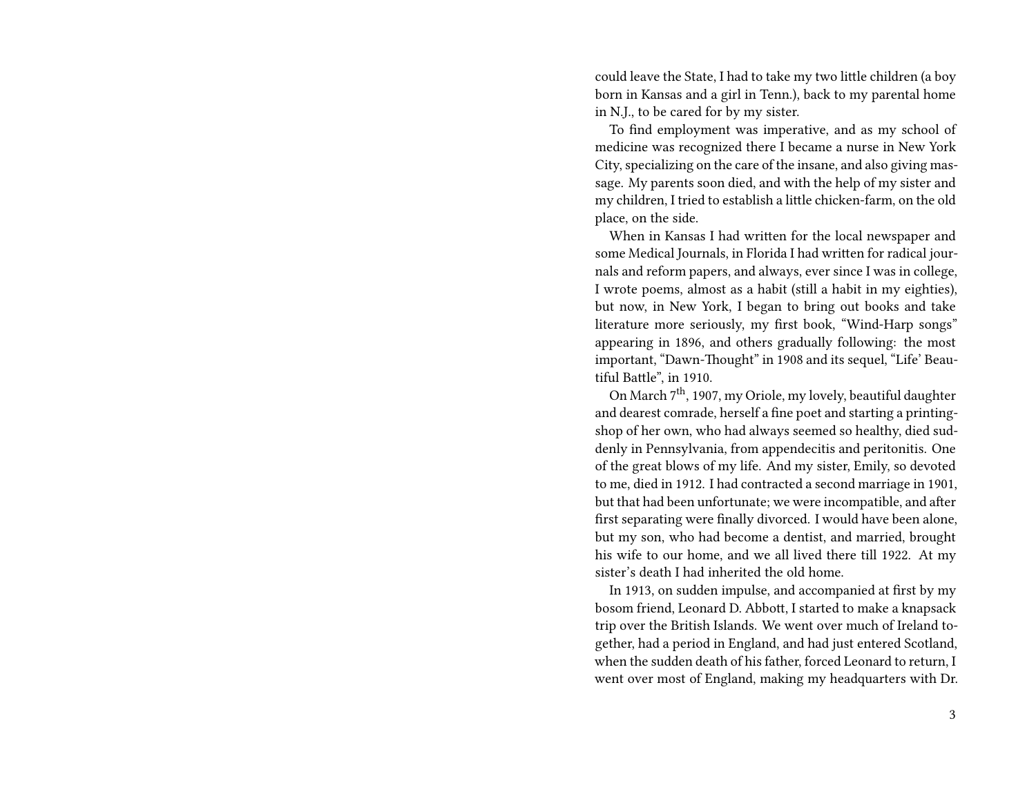could leave the State, I had to take my two little children (a boy born in Kansas and a girl in Tenn.), back to my parental home in N.J., to be cared for by my sister.

To find employment was imperative, and as my school of medicine was recognized there I became a nurse in New York City, specializing on the care of the insane, and also giving massage. My parents soon died, and with the help of my sister and my children, I tried to establish a little chicken-farm, on the old place, on the side.

When in Kansas I had written for the local newspaper and some Medical Journals, in Florida I had written for radical journals and reform papers, and always, ever since I was in college, I wrote poems, almost as a habit (still a habit in my eighties), but now, in New York, I began to bring out books and take literature more seriously, my first book, "Wind-Harp songs" appearing in 1896, and others gradually following: the most important, "Dawn-Thought" in 1908 and its sequel, "Life' Beautiful Battle", in 1910.

On March 7th, 1907, my Oriole, my lovely, beautiful daughter and dearest comrade, herself a fine poet and starting a printing-shop of her own, who had always seemed so healthy, died suddenly in Pennsylvania, from appendecitis and peritonitis. One of the great blows of my life. And my sister, Emily, so devoted to me, died in 1912. I had contracted a second marriage in 1901, but that had been unfortunate; we were incompatible, and after first separating were finally divorced. I would have been alone, but my son, who had become a dentist, and married, brought his wife to our home, and we all lived there till 1922. At my sister's death I had inherited the old home.

In 1913, on sudden impulse, and accompanied at first by my bosom friend, Leonard D. Abbott, I started to make a knapsack trip over the British Islands. We went over much of Ireland together, had a period in England, and had just entered Scotland, when the sudden death of his father, forced Leonard to return, I went over most of England, making my headquarters with Dr.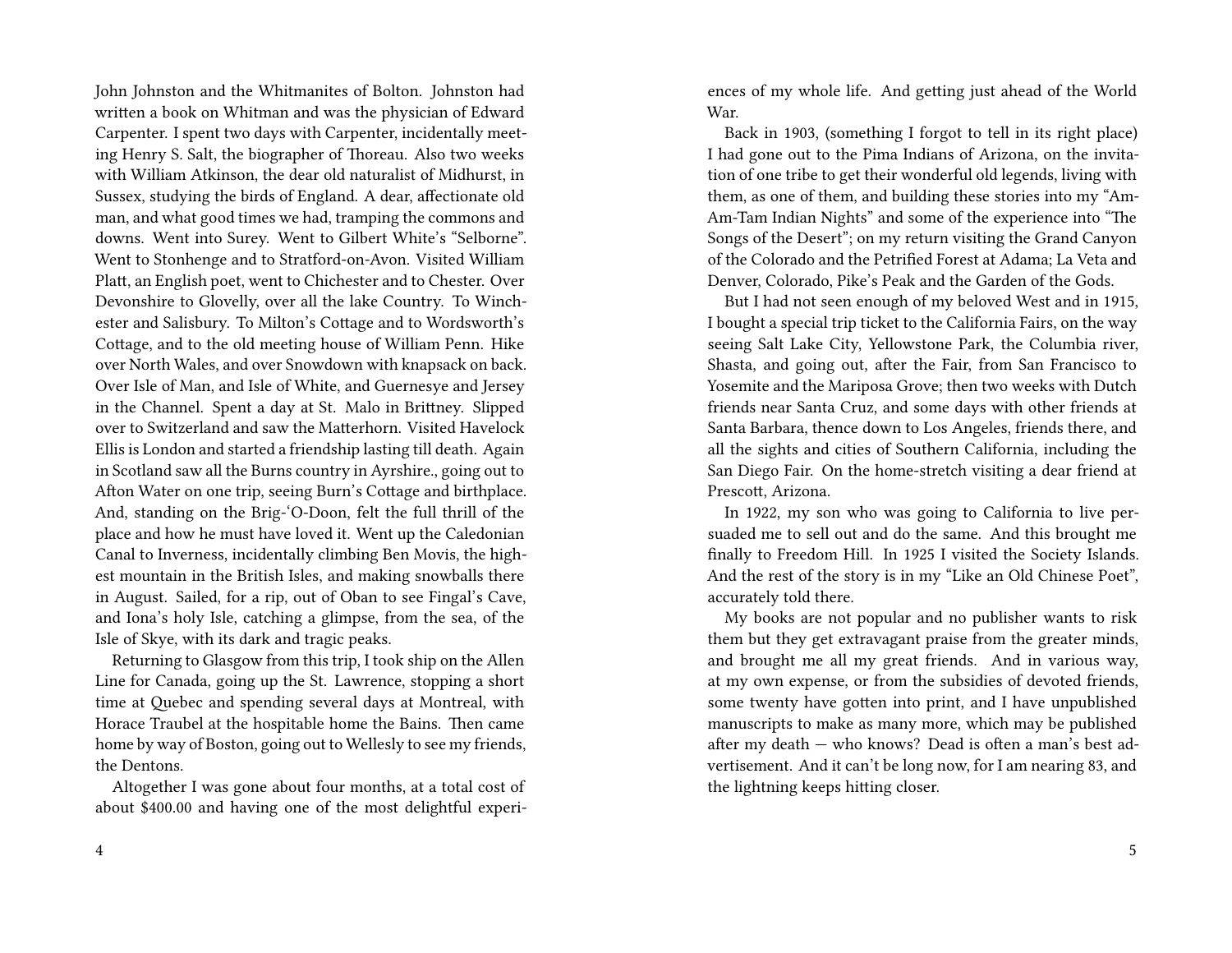John Johnston and the Whitmanites of Bolton. Johnston had written a book on Whitman and was the physician of Edward Carpenter. I spent two days with Carpenter, incidentally meeting Henry S. Salt, the biographer of Thoreau. Also two weeks with William Atkinson, the dear old naturalist of Midhurst, in Sussex, studying the birds of England. A dear, affectionate old man, and what good times we had, tramping the commons and downs. Went into Surey. Went to Gilbert White's "Selborne". Went to Stonhenge and to Stratford-on-Avon. Visited William Platt, an English poet, went to Chichester and to Chester. Over Devonshire to Glovelly, over all the lake Country. To Winchester and Salisbury. To Milton's Cottage and to Wordsworth's Cottage, and to the old meeting house of William Penn. Hike over North Wales, and over Snowdown with knapsack on back. Over Isle of Man, and Isle of White, and Guernesye and Jersey in the Channel. Spent a day at St. Malo in Brittney. Slipped over to Switzerland and saw the Matterhorn. Visited Havelock Ellis is London and started a friendship lasting till death. Again in Scotland saw all the Burns country in Ayrshire., going out to Afton Water on one trip, seeing Burn's Cottage and birthplace. And, standing on the Brig-'O-Doon, felt the full thrill of the place and how he must have loved it. Went up the Caledonian Canal to Inverness, incidentally climbing Ben Movis, the highest mountain in the British Isles, and making snowballs there in August. Sailed, for a rip, out of Oban to see Fingal's Cave, and Iona's holy Isle, catching a glimpse, from the sea, of the Isle of Skye, with its dark and tragic peaks.

Returning to Glasgow from this trip, I took ship on the Allen Line for Canada, going up the St. Lawrence, stopping a short time at Quebec and spending several days at Montreal, with Horace Traubel at the hospitable home the Bains. Then came home by way of Boston, going out to Wellesly to see my friends, the Dentons.

Altogether I was gone about four months, at a total cost of about $400.00 and having one of the most delightful experiences of my whole life. And getting just ahead of the World War.

Back in 1903, (something I forgot to tell in its right place) I had gone out to the Pima Indians of Arizona, on the invitation of one tribe to get their wonderful old legends, living with them, as one of them, and building these stories into my "Am-Am-Tam Indian Nights" and some of the experience into "The Songs of the Desert"; on my return visiting the Grand Canyon of the Colorado and the Petrified Forest at Adama; La Veta and Denver, Colorado, Pike's Peak and the Garden of the Gods.

But I had not seen enough of my beloved West and in 1915, I bought a special trip ticket to the California Fairs, on the way seeing Salt Lake City, Yellowstone Park, the Columbia river, Shasta, and going out, after the Fair, from San Francisco to Yosemite and the Mariposa Grove; then two weeks with Dutch friends near Santa Cruz, and some days with other friends at Santa Barbara, thence down to Los Angeles, friends there, and all the sights and cities of Southern California, including the San Diego Fair. On the home-stretch visiting a dear friend at Prescott, Arizona.

In 1922, my son who was going to California to live persuaded me to sell out and do the same. And this brought me finally to Freedom Hill. In 1925 I visited the Society Islands. And the rest of the story is in my "Like an Old Chinese Poet", accurately told there.

My books are not popular and no publisher wants to risk them but they get extravagant praise from the greater minds, and brought me all my great friends. And in various way, at my own expense, or from the subsidies of devoted friends, some twenty have gotten into print, and I have unpublished manuscripts to make as many more, which may be published after my death — who knows? Dead is often a man's best advertisement. And it can't be long now, for I am nearing 83, and the lightning keeps hitting closer.